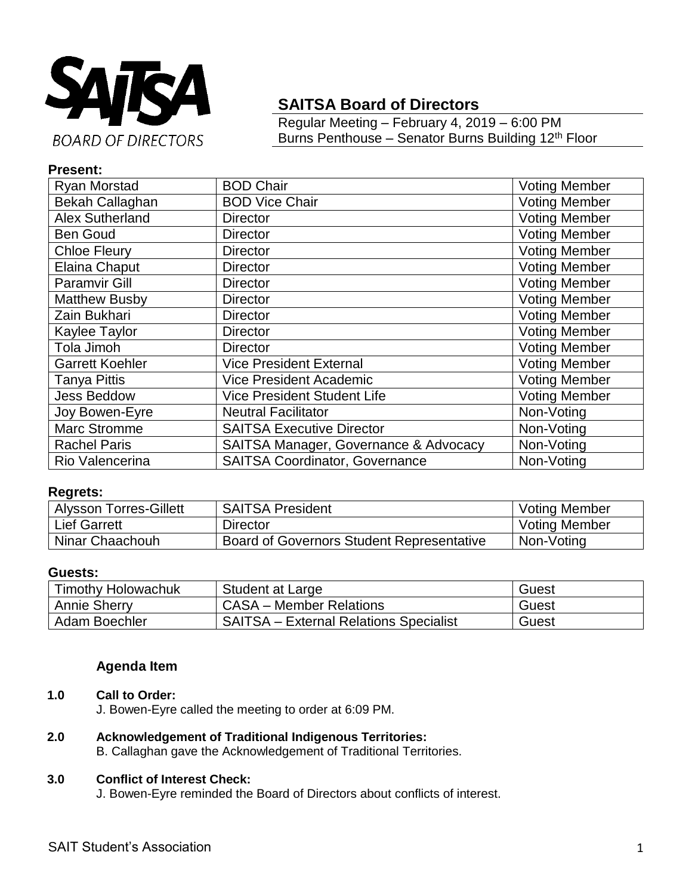SAITSA
BOARD OF DIRECTORS

# SAITSA Board of Directors

Regular Meeting – February 4, 2019 – 6:00 PM
Burns Penthouse – Senator Burns Building 12th Floor

**Present:**

| | | |
|---|---|---|
| Ryan Morstad | BOD Chair | Voting Member |
| Bekah Callaghan | BOD Vice Chair | Voting Member |
| Alex Sutherland | Director | Voting Member |
| Ben Goud | Director | Voting Member |
| Chloe Fleury | Director | Voting Member |
| Elaina Chaput | Director | Voting Member |
| Paramvir Gill | Director | Voting Member |
| Matthew Busby | Director | Voting Member |
| Zain Bukhari | Director | Voting Member |
| Kaylee Taylor | Director | Voting Member |
| Tola Jimoh | Director | Voting Member |
| Garrett Koehler | Vice President External | Voting Member |
| Tanya Pittis | Vice President Academic | Voting Member |
| Jess Beddow | Vice President Student Life | Voting Member |
| Joy Bowen-Eyre | Neutral Facilitator | Non-Voting |
| Marc Stromme | SAITSA Executive Director | Non-Voting |
| Rachel Paris | SAITSA Manager, Governance & Advocacy | Non-Voting |
| Rio Valencerina | SAITSA Coordinator, Governance | Non-Voting |

**Regrets:**

| | | |
|---|---|---|
| Alysson Torres-Gillett | SAITSA President | Voting Member |
| Lief Garrett | Director | Voting Member |
| Ninar Chaachouh | Board of Governors Student Representative | Non-Voting |

**Guests:**

| | | |
|---|---|---|
| Timothy Holowachuk | Student at Large | Guest |
| Annie Sherry | CASA – Member Relations | Guest |
| Adam Boechler | SAITSA – External Relations Specialist | Guest |

**Agenda Item**

**1.0 Call to Order:**
J. Bowen-Eyre called the meeting to order at 6:09 PM.

**2.0 Acknowledgement of Traditional Indigenous Territories:**
B. Callaghan gave the Acknowledgement of Traditional Territories.

**3.0 Conflict of Interest Check:**
J. Bowen-Eyre reminded the Board of Directors about conflicts of interest.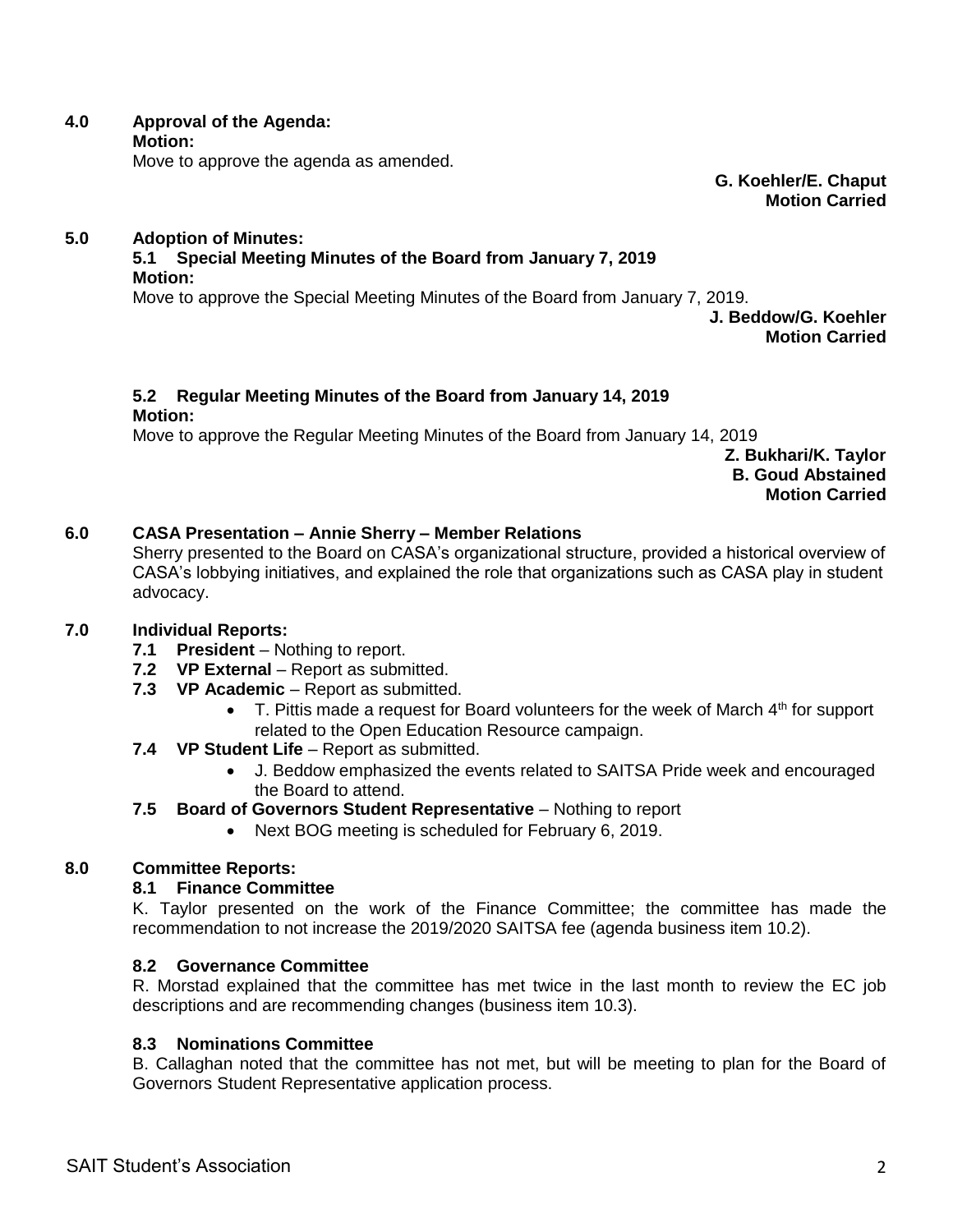## 4.0 Approval of the Agenda:

**Motion:**

Move to approve the agenda as amended.

**G. Koehler/E. Chaput**
**Motion Carried**

## 5.0 Adoption of Minutes:

### 5.1 Special Meeting Minutes of the Board from January 7, 2019

**Motion:**

Move to approve the Special Meeting Minutes of the Board from January 7, 2019.

**J. Beddow/G. Koehler**
**Motion Carried**

### 5.2 Regular Meeting Minutes of the Board from January 14, 2019

**Motion:**

Move to approve the Regular Meeting Minutes of the Board from January 14, 2019

**Z. Bukhari/K. Taylor**
**B. Goud Abstained**
**Motion Carried**

## 6.0 CASA Presentation – Annie Sherry – Member Relations

Sherry presented to the Board on CASA's organizational structure, provided a historical overview of CASA's lobbying initiatives, and explained the role that organizations such as CASA play in student advocacy.

## 7.0 Individual Reports:

**7.1 President** – Nothing to report.

**7.2 VP External** – Report as submitted.

**7.3 VP Academic** – Report as submitted.

- T. Pittis made a request for Board volunteers for the week of March 4th for support related to the Open Education Resource campaign.

**7.4 VP Student Life** – Report as submitted.

- J. Beddow emphasized the events related to SAITSA Pride week and encouraged the Board to attend.

**7.5 Board of Governors Student Representative** – Nothing to report

- Next BOG meeting is scheduled for February 6, 2019.

## 8.0 Committee Reports:

### 8.1 Finance Committee

K. Taylor presented on the work of the Finance Committee; the committee has made the recommendation to not increase the 2019/2020 SAITSA fee (agenda business item 10.2).

### 8.2 Governance Committee

R. Morstad explained that the committee has met twice in the last month to review the EC job descriptions and are recommending changes (business item 10.3).

### 8.3 Nominations Committee

B. Callaghan noted that the committee has not met, but will be meeting to plan for the Board of Governors Student Representative application process.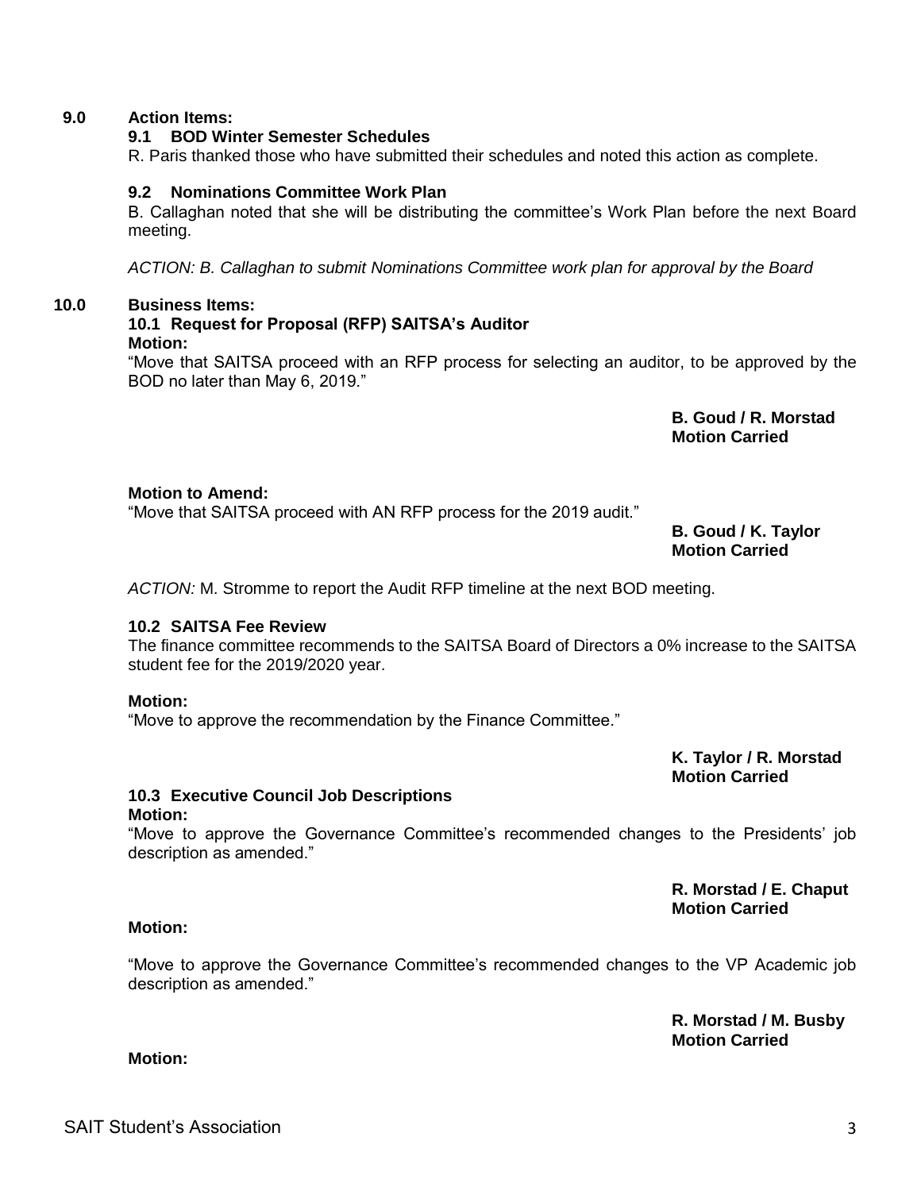## 9.0 Action Items:

### 9.1 BOD Winter Semester Schedules

R. Paris thanked those who have submitted their schedules and noted this action as complete.

### 9.2 Nominations Committee Work Plan

B. Callaghan noted that she will be distributing the committee's Work Plan before the next Board meeting.

*ACTION: B. Callaghan to submit Nominations Committee work plan for approval by the Board*

## 10.0 Business Items:

### 10.1 Request for Proposal (RFP) SAITSA's Auditor

**Motion:**

"Move that SAITSA proceed with an RFP process for selecting an auditor, to be approved by the BOD no later than May 6, 2019."

**B. Goud / R. Morstad**
**Motion Carried**

**Motion to Amend:**

"Move that SAITSA proceed with AN RFP process for the 2019 audit."

**B. Goud / K. Taylor**
**Motion Carried**

*ACTION:* M. Stromme to report the Audit RFP timeline at the next BOD meeting.

### 10.2 SAITSA Fee Review

The finance committee recommends to the SAITSA Board of Directors a 0% increase to the SAITSA student fee for the 2019/2020 year.

**Motion:**

"Move to approve the recommendation by the Finance Committee."

**K. Taylor / R. Morstad**
**Motion Carried**

### 10.3 Executive Council Job Descriptions

**Motion:**

"Move to approve the Governance Committee's recommended changes to the Presidents' job description as amended."

**R. Morstad / E. Chaput**
**Motion Carried**

**Motion:**

"Move to approve the Governance Committee's recommended changes to the VP Academic job description as amended."

**R. Morstad / M. Busby**
**Motion Carried**

**Motion:**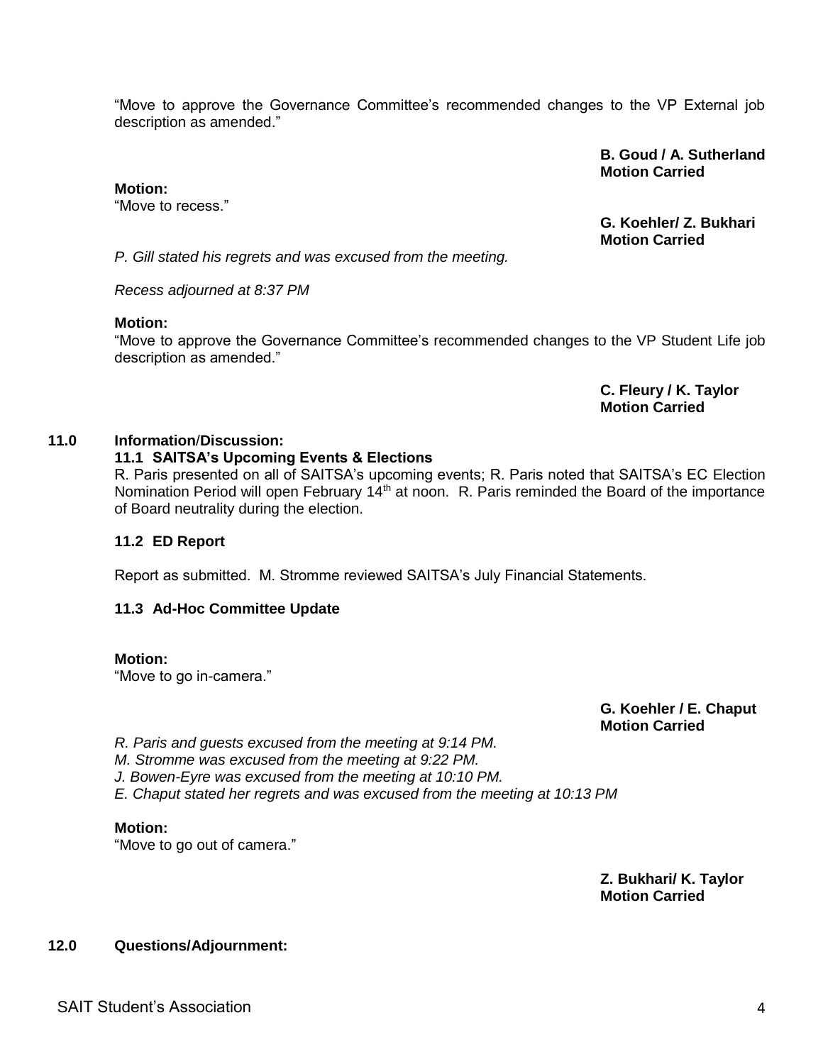"Move to approve the Governance Committee's recommended changes to the VP External job description as amended."

**B. Goud / A. Sutherland**
**Motion Carried**

**Motion:**
"Move to recess."

**G. Koehler/ Z. Bukhari**
**Motion Carried**

*P. Gill stated his regrets and was excused from the meeting.*

*Recess adjourned at 8:37 PM*

**Motion:**
"Move to approve the Governance Committee's recommended changes to the VP Student Life job description as amended."

**C. Fleury / K. Taylor**
**Motion Carried**

## 11.0 Information/Discussion:

### 11.1 SAITSA's Upcoming Events & Elections

R. Paris presented on all of SAITSA's upcoming events; R. Paris noted that SAITSA's EC Election Nomination Period will open February 14th at noon. R. Paris reminded the Board of the importance of Board neutrality during the election.

### 11.2 ED Report

Report as submitted. M. Stromme reviewed SAITSA's July Financial Statements.

### 11.3 Ad-Hoc Committee Update

**Motion:**
"Move to go in-camera."

**G. Koehler / E. Chaput**
**Motion Carried**

*R. Paris and guests excused from the meeting at 9:14 PM.*
*M. Stromme was excused from the meeting at 9:22 PM.*
*J. Bowen-Eyre was excused from the meeting at 10:10 PM.*
*E. Chaput stated her regrets and was excused from the meeting at 10:13 PM*

**Motion:**
"Move to go out of camera."

**Z. Bukhari/ K. Taylor**
**Motion Carried**

## 12.0 Questions/Adjournment: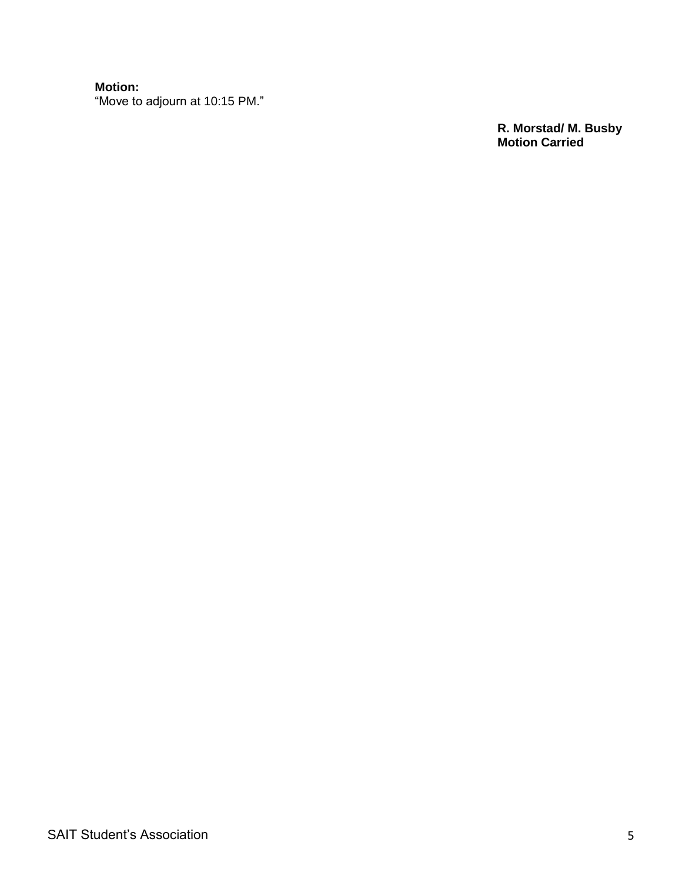**Motion:**
"Move to adjourn at 10:15 PM."

**R. Morstad/ M. Busby**
**Motion Carried**